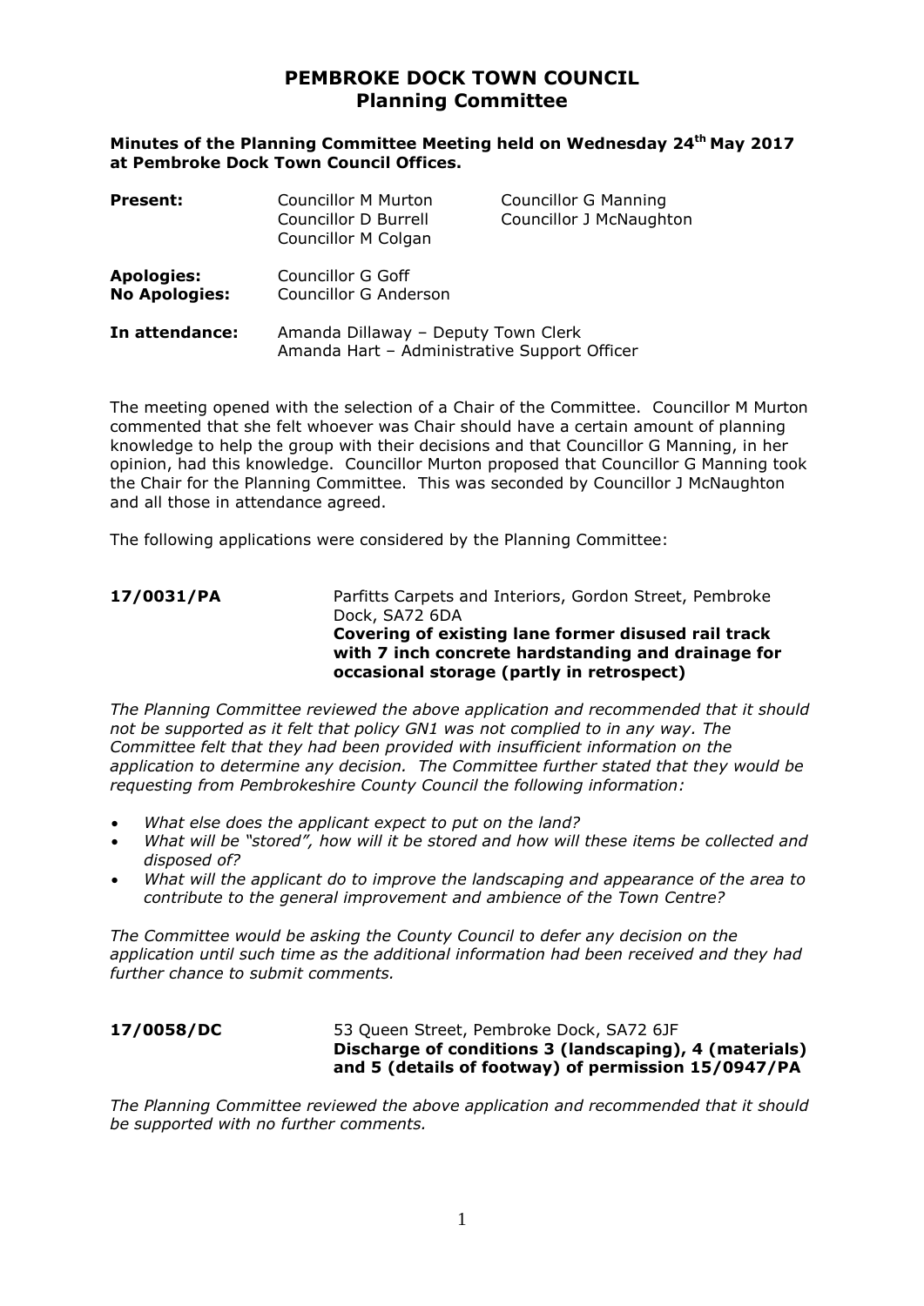# PEMBROKE DOCK TOWN COUNCIL
## Planning Committee

**Minutes of the Planning Committee Meeting held on Wednesday 24th May 2017 at Pembroke Dock Town Council Offices.**

| | | |
|---|---|---|
| **Present:** | Councillor M Murton | Councillor G Manning |
| | Councillor D Burrell | Councillor J McNaughton |
| | Councillor M Colgan | |
| **Apologies:** | Councillor G Goff | |
| **No Apologies:** | Councillor G Anderson | |
| **In attendance:** | Amanda Dillaway – Deputy Town Clerk | |
| | Amanda Hart – Administrative Support Officer | |

The meeting opened with the selection of a Chair of the Committee. Councillor M Murton commented that she felt whoever was Chair should have a certain amount of planning knowledge to help the group with their decisions and that Councillor G Manning, in her opinion, had this knowledge. Councillor Murton proposed that Councillor G Manning took the Chair for the Planning Committee. This was seconded by Councillor J McNaughton and all those in attendance agreed.

The following applications were considered by the Planning Committee:

**17/0031/PA** Parfitts Carpets and Interiors, Gordon Street, Pembroke Dock, SA72 6DA
**Covering of existing lane former disused rail track with 7 inch concrete hardstanding and drainage for occasional storage (partly in retrospect)**

*The Planning Committee reviewed the above application and recommended that it should not be supported as it felt that policy GN1 was not complied to in any way. The Committee felt that they had been provided with insufficient information on the application to determine any decision. The Committee further stated that they would be requesting from Pembrokeshire County Council the following information:*

- *What else does the applicant expect to put on the land?*
- *What will be "stored", how will it be stored and how will these items be collected and disposed of?*
- *What will the applicant do to improve the landscaping and appearance of the area to contribute to the general improvement and ambience of the Town Centre?*

*The Committee would be asking the County Council to defer any decision on the application until such time as the additional information had been received and they had further chance to submit comments.*

**17/0058/DC** 53 Queen Street, Pembroke Dock, SA72 6JF
**Discharge of conditions 3 (landscaping), 4 (materials) and 5 (details of footway) of permission 15/0947/PA**

*The Planning Committee reviewed the above application and recommended that it should be supported with no further comments.*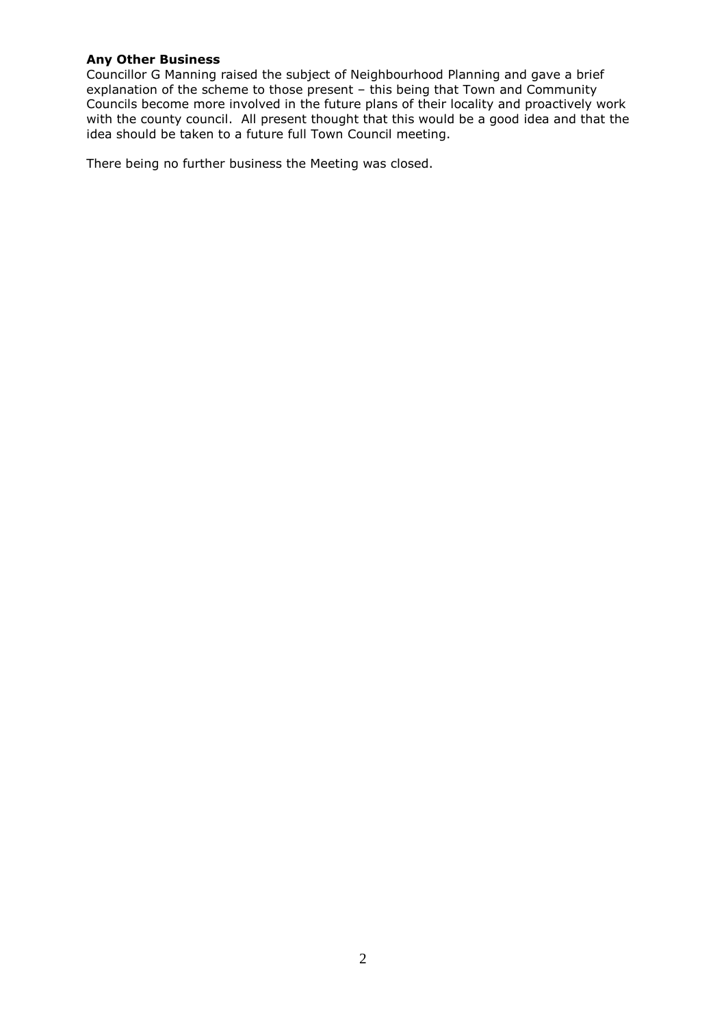**Any Other Business**

Councillor G Manning raised the subject of Neighbourhood Planning and gave a brief explanation of the scheme to those present – this being that Town and Community Councils become more involved in the future plans of their locality and proactively work with the county council. All present thought that this would be a good idea and that the idea should be taken to a future full Town Council meeting.

There being no further business the Meeting was closed.